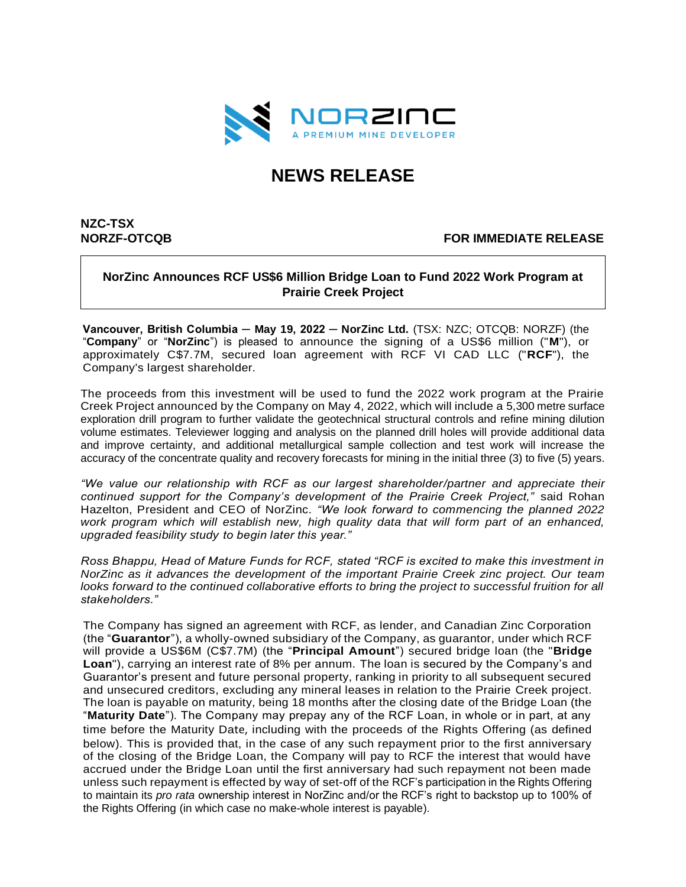NORZINC

A PREMIUM MINE DEVELOPER

# NEWS RELEASE

**NZC-TSX**
**NORZF-OTCQB**

**FOR IMMEDIATE RELEASE**

## NorZinc Announces RCF US$6 Million Bridge Loan to Fund 2022 Work Program at Prairie Creek Project

**Vancouver, British Columbia – May 19, 2022 – NorZinc Ltd.** (TSX: NZC; OTCQB: NORZF) (the "**Company**" or "**NorZinc**") is pleased to announce the signing of a US$6 million ("**M**"), or approximately C$7.7M, secured loan agreement with RCF VI CAD LLC ("**RCF**"), the Company's largest shareholder.

The proceeds from this investment will be used to fund the 2022 work program at the Prairie Creek Project announced by the Company on May 4, 2022, which will include a 5,300 metre surface exploration drill program to further validate the geotechnical structural controls and refine mining dilution volume estimates. Televiewer logging and analysis on the planned drill holes will provide additional data and improve certainty, and additional metallurgical sample collection and test work will increase the accuracy of the concentrate quality and recovery forecasts for mining in the initial three (3) to five (5) years.

*"We value our relationship with RCF as our largest shareholder/partner and appreciate their continued support for the Company's development of the Prairie Creek Project,"* said Rohan Hazelton, President and CEO of NorZinc. *"We look forward to commencing the planned 2022 work program which will establish new, high quality data that will form part of an enhanced, upgraded feasibility study to begin later this year."*

*Ross Bhappu, Head of Mature Funds for RCF, stated "RCF is excited to make this investment in NorZinc as it advances the development of the important Prairie Creek zinc project. Our team looks forward to the continued collaborative efforts to bring the project to successful fruition for all stakeholders."*

The Company has signed an agreement with RCF, as lender, and Canadian Zinc Corporation (the "**Guarantor**"), a wholly-owned subsidiary of the Company, as guarantor, under which RCF will provide a US$6M (C$7.7M) (the "**Principal Amount**") secured bridge loan (the "**Bridge Loan**"), carrying an interest rate of 8% per annum. The loan is secured by the Company's and Guarantor's present and future personal property, ranking in priority to all subsequent secured and unsecured creditors, excluding any mineral leases in relation to the Prairie Creek project. The loan is payable on maturity, being 18 months after the closing date of the Bridge Loan (the "**Maturity Date**"). The Company may prepay any of the RCF Loan, in whole or in part, at any time before the Maturity Date, including with the proceeds of the Rights Offering (as defined below). This is provided that, in the case of any such repayment prior to the first anniversary of the closing of the Bridge Loan, the Company will pay to RCF the interest that would have accrued under the Bridge Loan until the first anniversary had such repayment not been made unless such repayment is effected by way of set-off of the RCF's participation in the Rights Offering to maintain its *pro rata* ownership interest in NorZinc and/or the RCF's right to backstop up to 100% of the Rights Offering (in which case no make-whole interest is payable).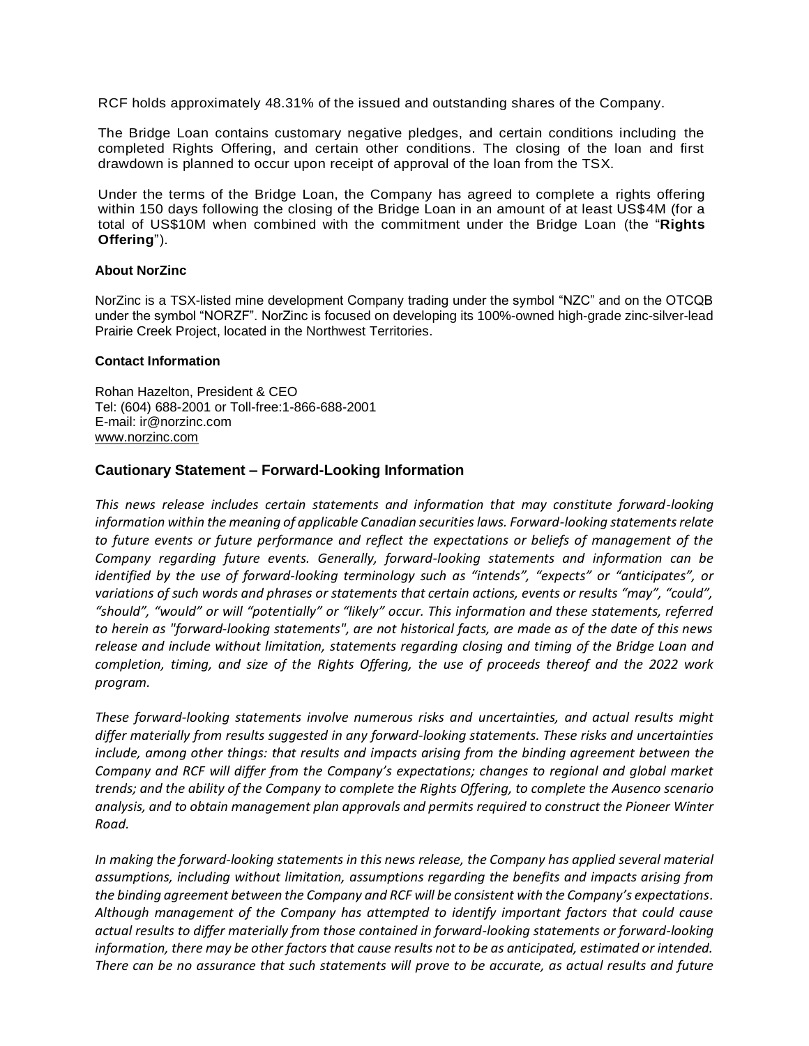RCF holds approximately 48.31% of the issued and outstanding shares of the Company.

The Bridge Loan contains customary negative pledges, and certain conditions including the completed Rights Offering, and certain other conditions. The closing of the loan and first drawdown is planned to occur upon receipt of approval of the loan from the TSX.

Under the terms of the Bridge Loan, the Company has agreed to complete a rights offering within 150 days following the closing of the Bridge Loan in an amount of at least US$4M (for a total of US$10M when combined with the commitment under the Bridge Loan (the "**Rights Offering**").

**About NorZinc**

NorZinc is a TSX-listed mine development Company trading under the symbol "NZC" and on the OTCQB under the symbol "NORZF". NorZinc is focused on developing its 100%-owned high-grade zinc-silver-lead Prairie Creek Project, located in the Northwest Territories.

**Contact Information**

Rohan Hazelton, President & CEO
Tel: (604) 688-2001 or Toll-free:1-866-688-2001
E-mail: ir@norzinc.com
www.norzinc.com

## Cautionary Statement – Forward-Looking Information

*This news release includes certain statements and information that may constitute forward-looking information within the meaning of applicable Canadian securities laws. Forward-looking statements relate to future events or future performance and reflect the expectations or beliefs of management of the Company regarding future events. Generally, forward-looking statements and information can be identified by the use of forward-looking terminology such as "intends", "expects" or "anticipates", or variations of such words and phrases or statements that certain actions, events or results "may", "could", "should", "would" or will "potentially" or "likely" occur. This information and these statements, referred to herein as "forward-looking statements", are not historical facts, are made as of the date of this news release and include without limitation, statements regarding closing and timing of the Bridge Loan and completion, timing, and size of the Rights Offering, the use of proceeds thereof and the 2022 work program.*

*These forward-looking statements involve numerous risks and uncertainties, and actual results might differ materially from results suggested in any forward-looking statements. These risks and uncertainties include, among other things: that results and impacts arising from the binding agreement between the Company and RCF will differ from the Company's expectations; changes to regional and global market trends; and the ability of the Company to complete the Rights Offering, to complete the Ausenco scenario analysis, and to obtain management plan approvals and permits required to construct the Pioneer Winter Road.*

*In making the forward-looking statements in this news release, the Company has applied several material assumptions, including without limitation, assumptions regarding the benefits and impacts arising from the binding agreement between the Company and RCF will be consistent with the Company's expectations. Although management of the Company has attempted to identify important factors that could cause actual results to differ materially from those contained in forward-looking statements or forward-looking information, there may be other factors that cause results not to be as anticipated, estimated or intended. There can be no assurance that such statements will prove to be accurate, as actual results and future*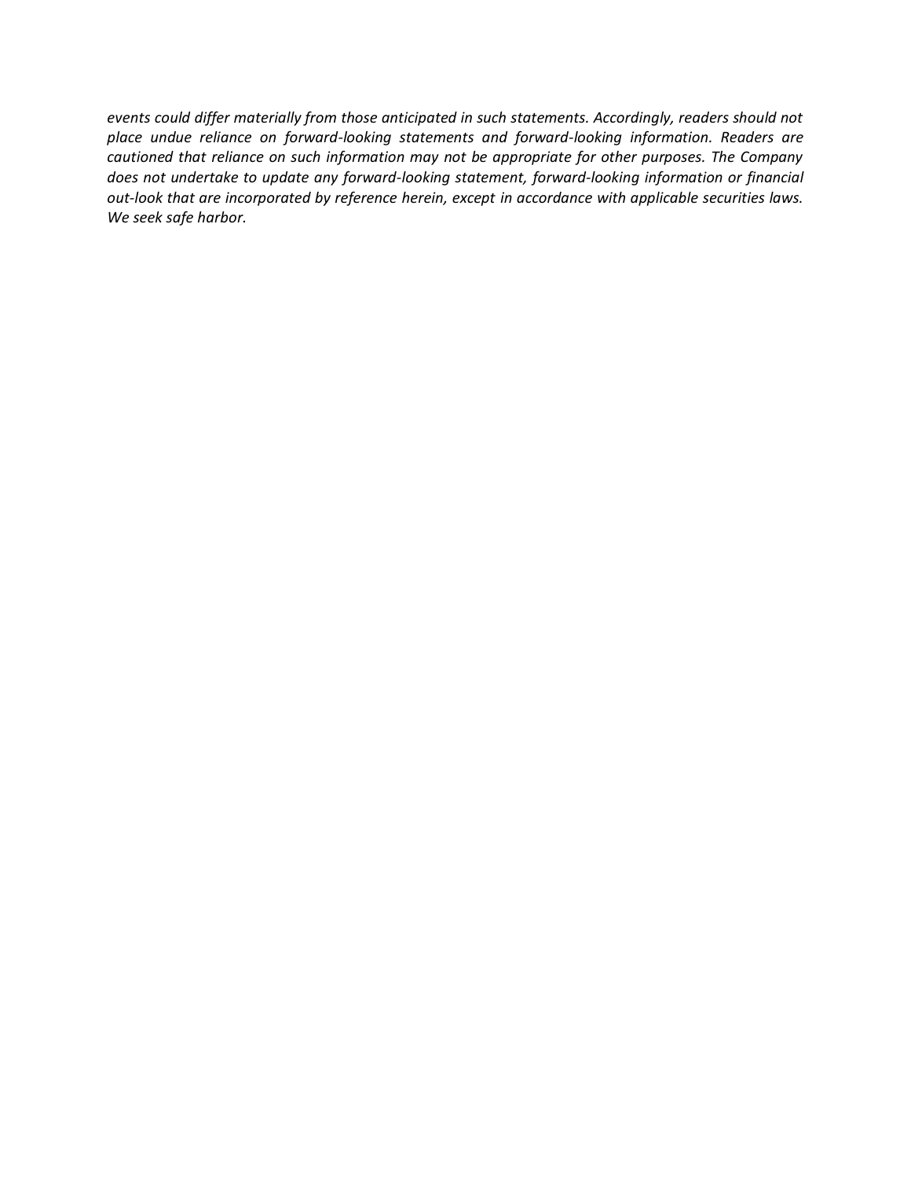*events could differ materially from those anticipated in such statements. Accordingly, readers should not place undue reliance on forward-looking statements and forward-looking information. Readers are cautioned that reliance on such information may not be appropriate for other purposes. The Company does not undertake to update any forward-looking statement, forward-looking information or financial out-look that are incorporated by reference herein, except in accordance with applicable securities laws. We seek safe harbor.*